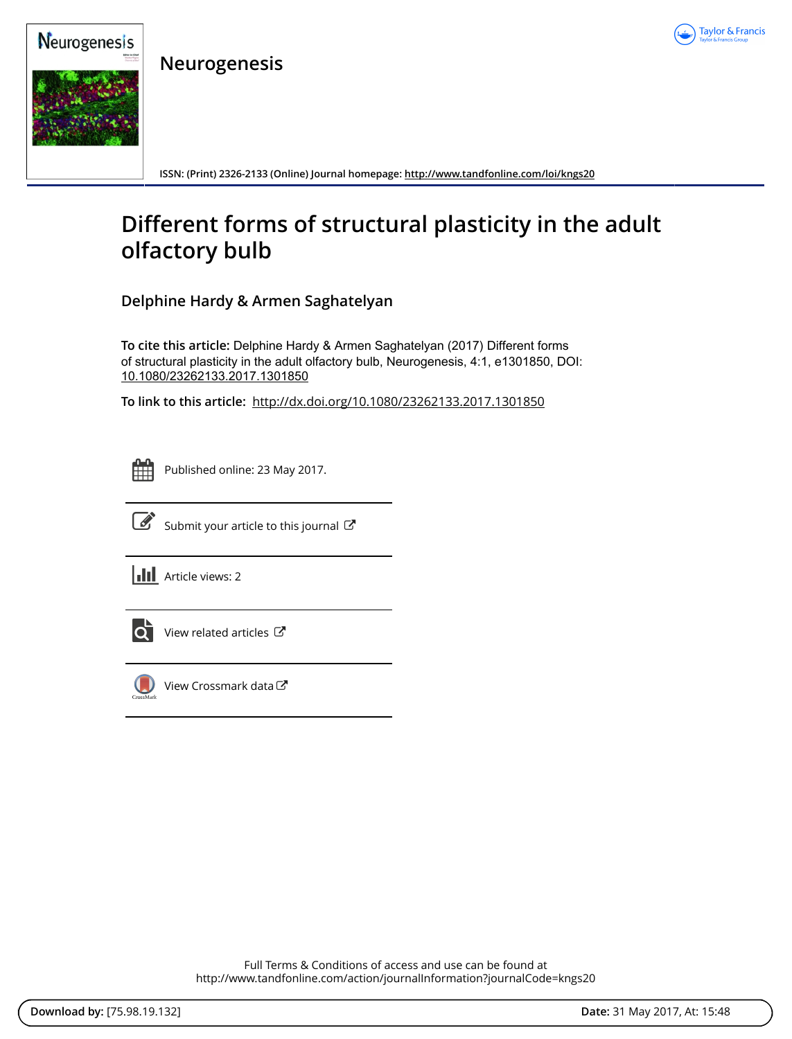# Neurogenesis

ISSN: (Print) 2326-2133 (Online) Journal homepage: http://www.tandfonline.com/loi/kngs20

# Different forms of structural plasticity in the adult olfactory bulb

## Delphine Hardy & Armen Saghatelyan

**To cite this article:** Delphine Hardy & Armen Saghatelyan (2017) Different forms of structural plasticity in the adult olfactory bulb, Neurogenesis, 4:1, e1301850, DOI: 10.1080/23262133.2017.1301850

**To link to this article:** http://dx.doi.org/10.1080/23262133.2017.1301850

Published online: 23 May 2017.

Submit your article to this journal

Article views: 2

View related articles

View Crossmark data

Full Terms & Conditions of access and use can be found at
http://www.tandfonline.com/action/journalInformation?journalCode=kngs20

**Download by:** [75.98.19.132] **Date:** 31 May 2017, At: 15:48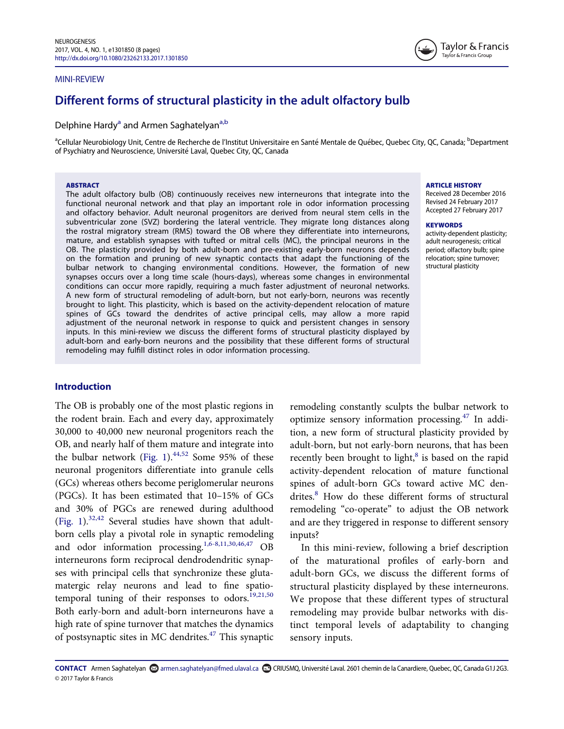MINI-REVIEW

# Different forms of structural plasticity in the adult olfactory bulb

Delphine Hardy[a] and Armen Saghatelyan[a,b]

[a]Cellular Neurobiology Unit, Centre de Recherche de l'Institut Universitaire en Santé Mentale de Québec, Quebec City, QC, Canada; [b]Department of Psychiatry and Neuroscience, Université Laval, Quebec City, QC, Canada

### ABSTRACT

The adult olfactory bulb (OB) continuously receives new interneurons that integrate into the functional neuronal network and that play an important role in odor information processing and olfactory behavior. Adult neuronal progenitors are derived from neural stem cells in the subventricular zone (SVZ) bordering the lateral ventricle. They migrate long distances along the rostral migratory stream (RMS) toward the OB where they differentiate into interneurons, mature, and establish synapses with tufted or mitral cells (MC), the principal neurons in the OB. The plasticity provided by both adult-born and pre-existing early-born neurons depends on the formation and pruning of new synaptic contacts that adapt the functioning of the bulbar network to changing environmental conditions. However, the formation of new synapses occurs over a long time scale (hours-days), whereas some changes in environmental conditions can occur more rapidly, requiring a much faster adjustment of neuronal networks. A new form of structural remodeling of adult-born, but not early-born, neurons was recently brought to light. This plasticity, which is based on the activity-dependent relocation of mature spines of GCs toward the dendrites of active principal cells, may allow a more rapid adjustment of the neuronal network in response to quick and persistent changes in sensory inputs. In this mini-review we discuss the different forms of structural plasticity displayed by adult-born and early-born neurons and the possibility that these different forms of structural remodeling may fulfill distinct roles in odor information processing.

### ARTICLE HISTORY

Received 28 December 2016
Revised 24 February 2017
Accepted 27 February 2017

### KEYWORDS

activity-dependent plasticity; adult neurogenesis; critical period; olfactory bulb; spine relocation; spine turnover; structural plasticity

## Introduction

The OB is probably one of the most plastic regions in the rodent brain. Each and every day, approximately 30,000 to 40,000 new neuronal progenitors reach the OB, and nearly half of them mature and integrate into the bulbar network (Fig. 1).[44,52] Some 95% of these neuronal progenitors differentiate into granule cells (GCs) whereas others become periglomerular neurons (PGCs). It has been estimated that 10–15% of GCs and 30% of PGCs are renewed during adulthood (Fig. 1).[32,42] Several studies have shown that adult-born cells play a pivotal role in synaptic remodeling and odor information processing.[1,6-8,11,30,46,47] OB interneurons form reciprocal dendrodendritic synapses with principal cells that synchronize these glutamatergic relay neurons and lead to fine spatio-temporal tuning of their responses to odors.[19,21,50] Both early-born and adult-born interneurons have a high rate of spine turnover that matches the dynamics of postsynaptic sites in MC dendrites.[47] This synaptic remodeling constantly sculpts the bulbar network to optimize sensory information processing.[47] In addition, a new form of structural plasticity provided by adult-born, but not early-born neurons, that has been recently been brought to light,[8] is based on the rapid activity-dependent relocation of mature functional spines of adult-born GCs toward active MC dendrites.[8] How do these different forms of structural remodeling "co-operate" to adjust the OB network and are they triggered in response to different sensory inputs?

In this mini-review, following a brief description of the maturational profiles of early-born and adult-born GCs, we discuss the different forms of structural plasticity displayed by these interneurons. We propose that these different types of structural remodeling may provide bulbar networks with distinct temporal levels of adaptability to changing sensory inputs.

CONTACT Armen Saghatelyan armen.saghatelyan@fmed.ulaval.ca CRIUSMQ, Université Laval. 2601 chemin de la Canardiere, Quebec, QC, Canada G1J 2G3.
© 2017 Taylor & Francis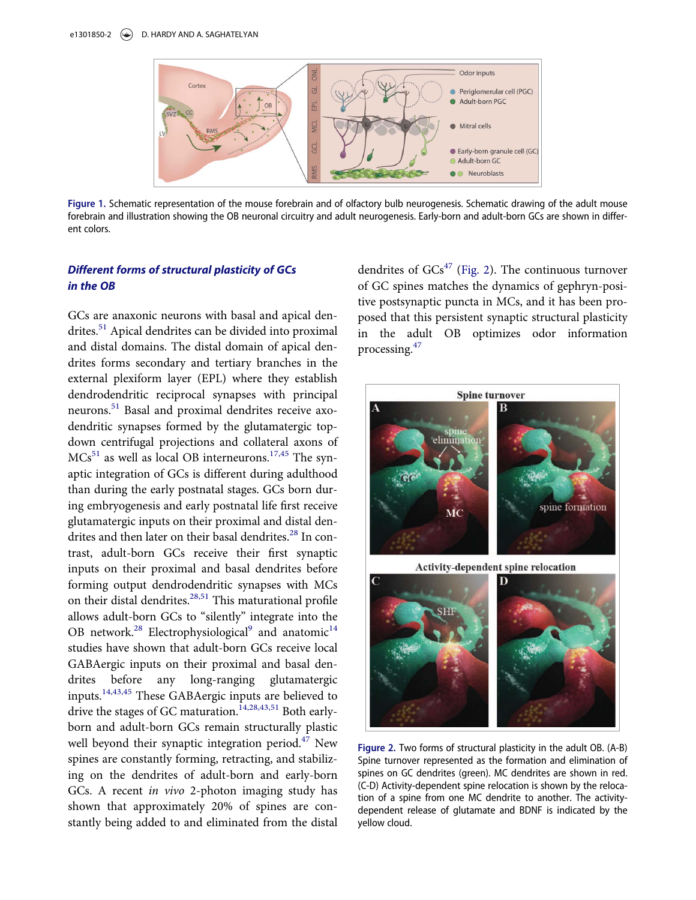Figure 1. Schematic representation of the mouse forebrain and of olfactory bulb neurogenesis. Schematic drawing of the adult mouse forebrain and illustration showing the OB neuronal circuitry and adult neurogenesis. Early-born and adult-born GCs are shown in different colors.

### *Different forms of structural plasticity of GCs in the OB*

GCs are anaxonic neurons with basal and apical dendrites.[51] Apical dendrites can be divided into proximal and distal domains. The distal domain of apical dendrites forms secondary and tertiary branches in the external plexiform layer (EPL) where they establish dendrodendritic reciprocal synapses with principal neurons.[51] Basal and proximal dendrites receive axo-dendritic synapses formed by the glutamatergic top-down centrifugal projections and collateral axons of MCs[51] as well as local OB interneurons.[17,45] The synaptic integration of GCs is different during adulthood than during the early postnatal stages. GCs born during embryogenesis and early postnatal life first receive glutamatergic inputs on their proximal and distal dendrites and then later on their basal dendrites.[28] In contrast, adult-born GCs receive their first synaptic inputs on their proximal and basal dendrites before forming output dendrodendritic synapses with MCs on their distal dendrites.[28,51] This maturational profile allows adult-born GCs to "silently" integrate into the OB network.[28] Electrophysiological[9] and anatomic[14] studies have shown that adult-born GCs receive local GABAergic inputs on their proximal and basal dendrites before any long-ranging glutamatergic inputs.[14,43,45] These GABAergic inputs are believed to drive the stages of GC maturation.[14,28,43,51] Both early-born and adult-born GCs remain structurally plastic well beyond their synaptic integration period.[47] New spines are constantly forming, retracting, and stabilizing on the dendrites of adult-born and early-born GCs. A recent *in vivo* 2-photon imaging study has shown that approximately 20% of spines are constantly being added to and eliminated from the distal dendrites of GCs[47] (Fig. 2). The continuous turnover of GC spines matches the dynamics of gephryn-positive postsynaptic puncta in MCs, and it has been proposed that this persistent synaptic structural plasticity in the adult OB optimizes odor information processing.[47]

Figure 2. Two forms of structural plasticity in the adult OB. (A-B) Spine turnover represented as the formation and elimination of spines on GC dendrites (green). MC dendrites are shown in red. (C-D) Activity-dependent spine relocation is shown by the relocation of a spine from one MC dendrite to another. The activity-dependent release of glutamate and BDNF is indicated by the yellow cloud.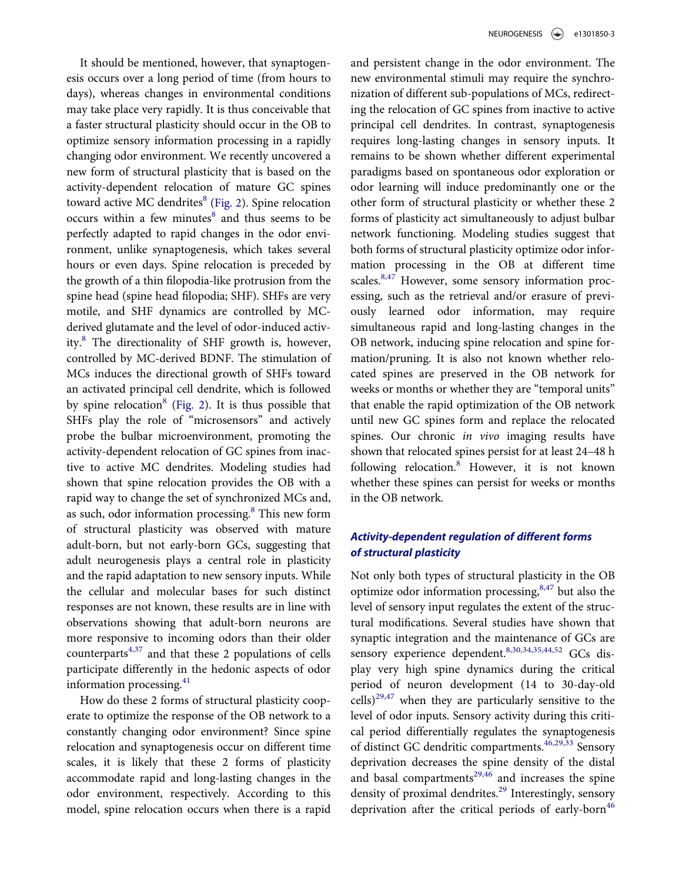It should be mentioned, however, that synaptogenesis occurs over a long period of time (from hours to days), whereas changes in environmental conditions may take place very rapidly. It is thus conceivable that a faster structural plasticity should occur in the OB to optimize sensory information processing in a rapidly changing odor environment. We recently uncovered a new form of structural plasticity that is based on the activity-dependent relocation of mature GC spines toward active MC dendrites[8] (Fig. 2). Spine relocation occurs within a few minutes[8] and thus seems to be perfectly adapted to rapid changes in the odor environment, unlike synaptogenesis, which takes several hours or even days. Spine relocation is preceded by the growth of a thin filopodia-like protrusion from the spine head (spine head filopodia; SHF). SHFs are very motile, and SHF dynamics are controlled by MC-derived glutamate and the level of odor-induced activity.[8] The directionality of SHF growth is, however, controlled by MC-derived BDNF. The stimulation of MCs induces the directional growth of SHFs toward an activated principal cell dendrite, which is followed by spine relocation[8] (Fig. 2). It is thus possible that SHFs play the role of "microsensors" and actively probe the bulbar microenvironment, promoting the activity-dependent relocation of GC spines from inactive to active MC dendrites. Modeling studies had shown that spine relocation provides the OB with a rapid way to change the set of synchronized MCs and, as such, odor information processing.[8] This new form of structural plasticity was observed with mature adult-born, but not early-born GCs, suggesting that adult neurogenesis plays a central role in plasticity and the rapid adaptation to new sensory inputs. While the cellular and molecular bases for such distinct responses are not known, these results are in line with observations showing that adult-born neurons are more responsive to incoming odors than their older counterparts[4,37] and that these 2 populations of cells participate differently in the hedonic aspects of odor information processing.[41]

How do these 2 forms of structural plasticity cooperate to optimize the response of the OB network to a constantly changing odor environment? Since spine relocation and synaptogenesis occur on different time scales, it is likely that these 2 forms of plasticity accommodate rapid and long-lasting changes in the odor environment, respectively. According to this model, spine relocation occurs when there is a rapid and persistent change in the odor environment. The new environmental stimuli may require the synchronization of different sub-populations of MCs, redirecting the relocation of GC spines from inactive to active principal cell dendrites. In contrast, synaptogenesis requires long-lasting changes in sensory inputs. It remains to be shown whether different experimental paradigms based on spontaneous odor exploration or odor learning will induce predominantly one or the other form of structural plasticity or whether these 2 forms of plasticity act simultaneously to adjust bulbar network functioning. Modeling studies suggest that both forms of structural plasticity optimize odor information processing in the OB at different time scales.[8,47] However, some sensory information processing, such as the retrieval and/or erasure of previously learned odor information, may require simultaneous rapid and long-lasting changes in the OB network, inducing spine relocation and spine formation/pruning. It is also not known whether relocated spines are preserved in the OB network for weeks or months or whether they are "temporal units" that enable the rapid optimization of the OB network until new GC spines form and replace the relocated spines. Our chronic *in vivo* imaging results have shown that relocated spines persist for at least 24–48 h following relocation.[8] However, it is not known whether these spines can persist for weeks or months in the OB network.

### Activity-dependent regulation of different forms of structural plasticity

Not only both types of structural plasticity in the OB optimize odor information processing,[8,47] but also the level of sensory input regulates the extent of the structural modifications. Several studies have shown that synaptic integration and the maintenance of GCs are sensory experience dependent.[8,30,34,35,44,52] GCs display very high spine dynamics during the critical period of neuron development (14 to 30-day-old cells)[29,47] when they are particularly sensitive to the level of odor inputs. Sensory activity during this critical period differentially regulates the synaptogenesis of distinct GC dendritic compartments.[46,29,33] Sensory deprivation decreases the spine density of the distal and basal compartments[29,46] and increases the spine density of proximal dendrites.[29] Interestingly, sensory deprivation after the critical periods of early-born[46]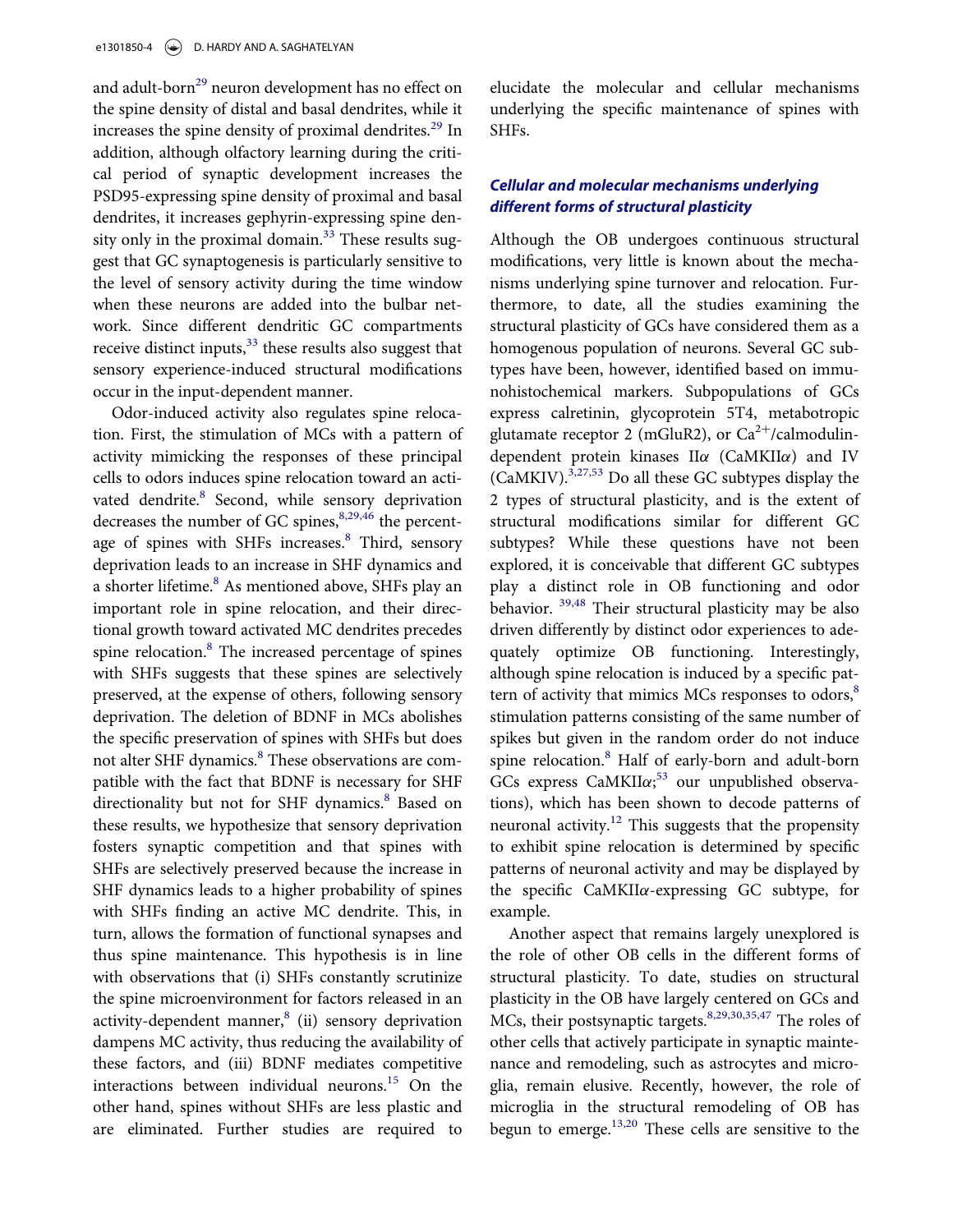and adult-born[29] neuron development has no effect on the spine density of distal and basal dendrites, while it increases the spine density of proximal dendrites.[29] In addition, although olfactory learning during the critical period of synaptic development increases the PSD95-expressing spine density of proximal and basal dendrites, it increases gephyrin-expressing spine density only in the proximal domain.[33] These results suggest that GC synaptogenesis is particularly sensitive to the level of sensory activity during the time window when these neurons are added into the bulbar network. Since different dendritic GC compartments receive distinct inputs,[33] these results also suggest that sensory experience-induced structural modifications occur in the input-dependent manner.

Odor-induced activity also regulates spine relocation. First, the stimulation of MCs with a pattern of activity mimicking the responses of these principal cells to odors induces spine relocation toward an activated dendrite.[8] Second, while sensory deprivation decreases the number of GC spines,[8,29,46] the percentage of spines with SHFs increases.[8] Third, sensory deprivation leads to an increase in SHF dynamics and a shorter lifetime.[8] As mentioned above, SHFs play an important role in spine relocation, and their directional growth toward activated MC dendrites precedes spine relocation.[8] The increased percentage of spines with SHFs suggests that these spines are selectively preserved, at the expense of others, following sensory deprivation. The deletion of BDNF in MCs abolishes the specific preservation of spines with SHFs but does not alter SHF dynamics.[8] These observations are compatible with the fact that BDNF is necessary for SHF directionality but not for SHF dynamics.[8] Based on these results, we hypothesize that sensory deprivation fosters synaptic competition and that spines with SHFs are selectively preserved because the increase in SHF dynamics leads to a higher probability of spines with SHFs finding an active MC dendrite. This, in turn, allows the formation of functional synapses and thus spine maintenance. This hypothesis is in line with observations that (i) SHFs constantly scrutinize the spine microenvironment for factors released in an activity-dependent manner,[8] (ii) sensory deprivation dampens MC activity, thus reducing the availability of these factors, and (iii) BDNF mediates competitive interactions between individual neurons.[15] On the other hand, spines without SHFs are less plastic and are eliminated. Further studies are required to elucidate the molecular and cellular mechanisms underlying the specific maintenance of spines with SHFs.

### *Cellular and molecular mechanisms underlying different forms of structural plasticity*

Although the OB undergoes continuous structural modifications, very little is known about the mechanisms underlying spine turnover and relocation. Furthermore, to date, all the studies examining the structural plasticity of GCs have considered them as a homogenous population of neurons. Several GC subtypes have been, however, identified based on immunohistochemical markers. Subpopulations of GCs express calretinin, glycoprotein 5T4, metabotropic glutamate receptor 2 (mGluR2), or $Ca^{2+}$/calmodulin-dependent protein kinases II$\alpha$ (CaMKII$\alpha$) and IV (CaMKIV).[3,27,53] Do all these GC subtypes display the 2 types of structural plasticity, and is the extent of structural modifications similar for different GC subtypes? While these questions have not been explored, it is conceivable that different GC subtypes play a distinct role in OB functioning and odor behavior. [39,48] Their structural plasticity may be also driven differently by distinct odor experiences to adequately optimize OB functioning. Interestingly, although spine relocation is induced by a specific pattern of activity that mimics MCs responses to odors,[8] stimulation patterns consisting of the same number of spikes but given in the random order do not induce spine relocation.[8] Half of early-born and adult-born GCs express CaMKII$\alpha$;[53] our unpublished observations), which has been shown to decode patterns of neuronal activity.[12] This suggests that the propensity to exhibit spine relocation is determined by specific patterns of neuronal activity and may be displayed by the specific CaMKII$\alpha$-expressing GC subtype, for example.

Another aspect that remains largely unexplored is the role of other OB cells in the different forms of structural plasticity. To date, studies on structural plasticity in the OB have largely centered on GCs and MCs, their postsynaptic targets.[8,29,30,35,47] The roles of other cells that actively participate in synaptic maintenance and remodeling, such as astrocytes and microglia, remain elusive. Recently, however, the role of microglia in the structural remodeling of OB has begun to emerge.[13,20] These cells are sensitive to the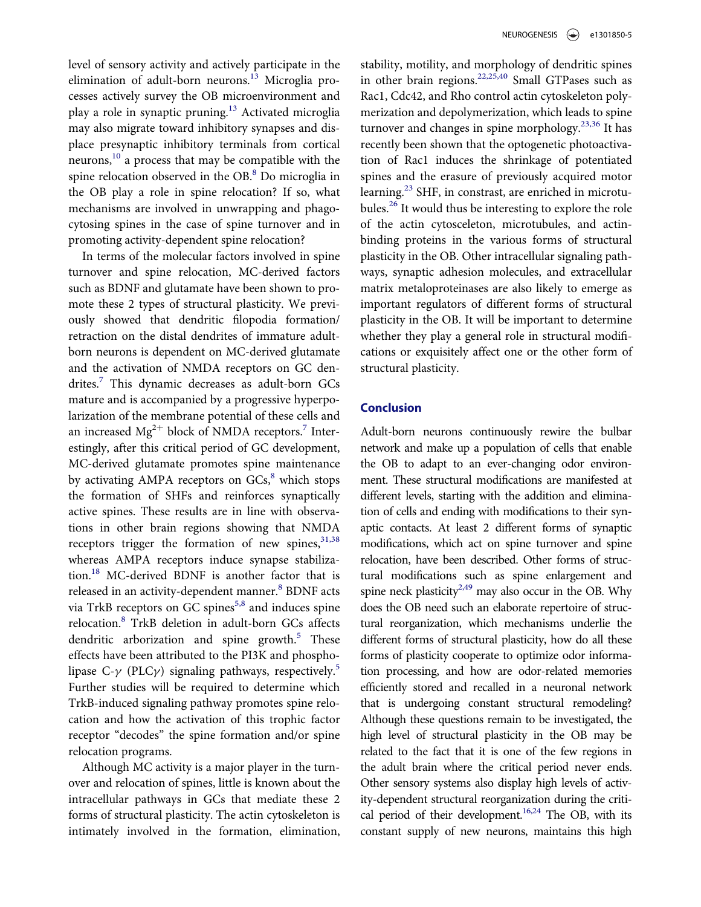level of sensory activity and actively participate in the elimination of adult-born neurons.[13] Microglia processes actively survey the OB microenvironment and play a role in synaptic pruning.[13] Activated microglia may also migrate toward inhibitory synapses and displace presynaptic inhibitory terminals from cortical neurons,[10] a process that may be compatible with the spine relocation observed in the OB.[8] Do microglia in the OB play a role in spine relocation? If so, what mechanisms are involved in unwrapping and phagocytosing spines in the case of spine turnover and in promoting activity-dependent spine relocation?

In terms of the molecular factors involved in spine turnover and spine relocation, MC-derived factors such as BDNF and glutamate have been shown to promote these 2 types of structural plasticity. We previously showed that dendritic filopodia formation/retraction on the distal dendrites of immature adult-born neurons is dependent on MC-derived glutamate and the activation of NMDA receptors on GC dendrites.[7] This dynamic decreases as adult-born GCs mature and is accompanied by a progressive hyperpolarization of the membrane potential of these cells and an increased $Mg^{2+}$ block of NMDA receptors.[7] Interestingly, after this critical period of GC development, MC-derived glutamate promotes spine maintenance by activating AMPA receptors on GCs,[8] which stops the formation of SHFs and reinforces synaptically active spines. These results are in line with observations in other brain regions showing that NMDA receptors trigger the formation of new spines,[31,38] whereas AMPA receptors induce synapse stabilization.[18] MC-derived BDNF is another factor that is released in an activity-dependent manner.[8] BDNF acts via TrkB receptors on GC spines[5,8] and induces spine relocation.[8] TrkB deletion in adult-born GCs affects dendritic arborization and spine growth.[5] These effects have been attributed to the PI3K and phospholipase C-$\gamma$ (PLC$\gamma$) signaling pathways, respectively.[5] Further studies will be required to determine which TrkB-induced signaling pathway promotes spine relocation and how the activation of this trophic factor receptor "decodes" the spine formation and/or spine relocation programs.

Although MC activity is a major player in the turnover and relocation of spines, little is known about the intracellular pathways in GCs that mediate these 2 forms of structural plasticity. The actin cytoskeleton is intimately involved in the formation, elimination, stability, motility, and morphology of dendritic spines in other brain regions.[22,25,40] Small GTPases such as Rac1, Cdc42, and Rho control actin cytoskeleton polymerization and depolymerization, which leads to spine turnover and changes in spine morphology.[23,36] It has recently been shown that the optogenetic photoactivation of Rac1 induces the shrinkage of potentiated spines and the erasure of previously acquired motor learning.[23] SHF, in constrast, are enriched in microtubules.[26] It would thus be interesting to explore the role of the actin cytosceleton, microtubules, and actin-binding proteins in the various forms of structural plasticity in the OB. Other intracellular signaling pathways, synaptic adhesion molecules, and extracellular matrix metaloproteinases are also likely to emerge as important regulators of different forms of structural plasticity in the OB. It will be important to determine whether they play a general role in structural modifications or exquisitely affect one or the other form of structural plasticity.

## Conclusion

Adult-born neurons continuously rewire the bulbar network and make up a population of cells that enable the OB to adapt to an ever-changing odor environment. These structural modifications are manifested at different levels, starting with the addition and elimination of cells and ending with modifications to their synaptic contacts. At least 2 different forms of synaptic modifications, which act on spine turnover and spine relocation, have been described. Other forms of structural modifications such as spine enlargement and spine neck plasticity[2,49] may also occur in the OB. Why does the OB need such an elaborate repertoire of structural reorganization, which mechanisms underlie the different forms of structural plasticity, how do all these forms of plasticity cooperate to optimize odor information processing, and how are odor-related memories efficiently stored and recalled in a neuronal network that is undergoing constant structural remodeling? Although these questions remain to be investigated, the high level of structural plasticity in the OB may be related to the fact that it is one of the few regions in the adult brain where the critical period never ends. Other sensory systems also display high levels of activity-dependent structural reorganization during the critical period of their development.[16,24] The OB, with its constant supply of new neurons, maintains this high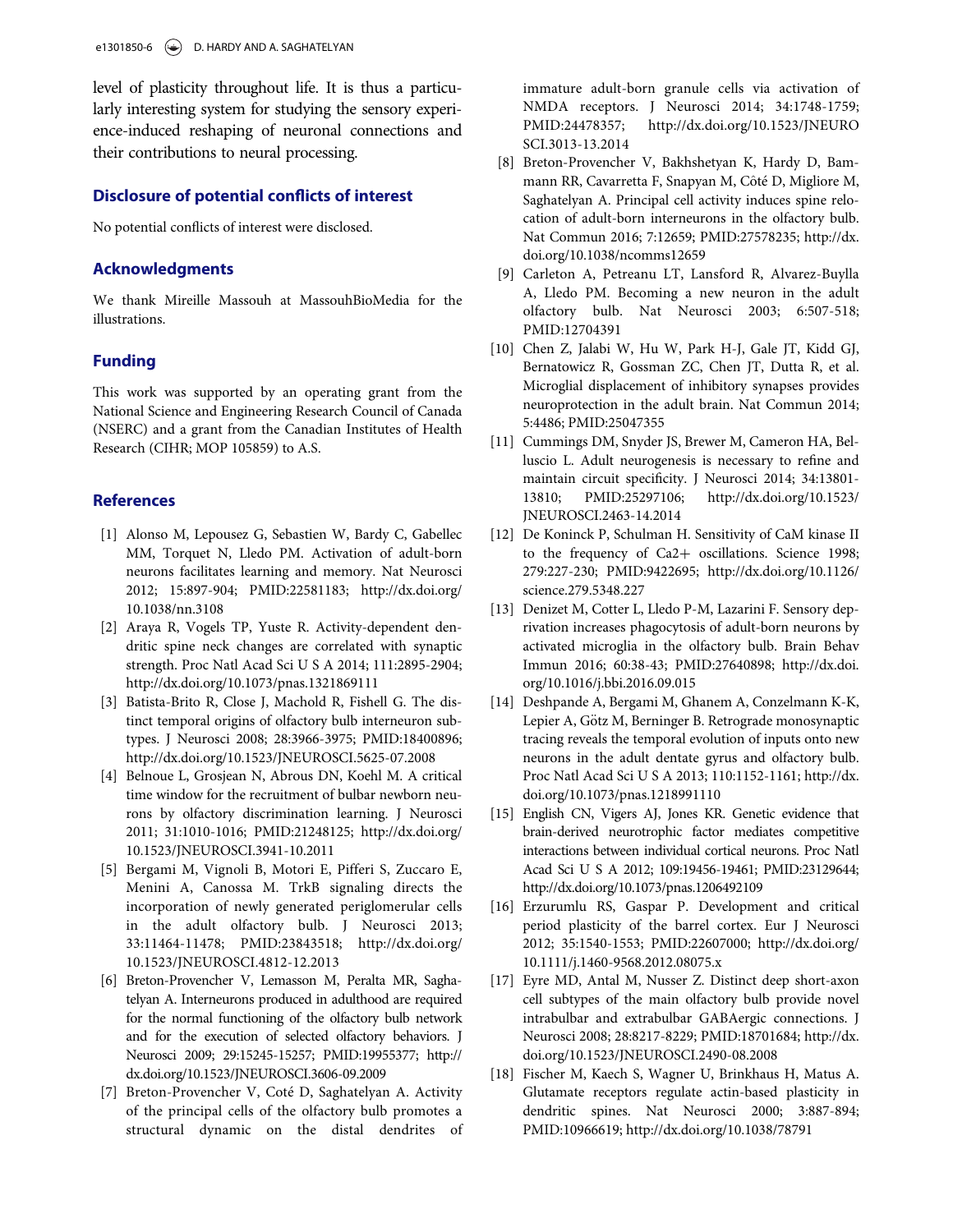level of plasticity throughout life. It is thus a particularly interesting system for studying the sensory experience-induced reshaping of neuronal connections and their contributions to neural processing.

## Disclosure of potential conflicts of interest

No potential conflicts of interest were disclosed.

## Acknowledgments

We thank Mireille Massouh at MassouhBioMedia for the illustrations.

## Funding

This work was supported by an operating grant from the National Science and Engineering Research Council of Canada (NSERC) and a grant from the Canadian Institutes of Health Research (CIHR; MOP 105859) to A.S.

## References

[1] Alonso M, Lepousez G, Sebastien W, Bardy C, Gabellec MM, Torquet N, Lledo PM. Activation of adult-born neurons facilitates learning and memory. Nat Neurosci 2012; 15:897-904; PMID:22581183; http://dx.doi.org/10.1038/nn.3108

[2] Araya R, Vogels TP, Yuste R. Activity-dependent dendritic spine neck changes are correlated with synaptic strength. Proc Natl Acad Sci U S A 2014; 111:2895-2904; http://dx.doi.org/10.1073/pnas.1321869111

[3] Batista-Brito R, Close J, Machold R, Fishell G. The distinct temporal origins of olfactory bulb interneuron subtypes. J Neurosci 2008; 28:3966-3975; PMID:18400896; http://dx.doi.org/10.1523/JNEUROSCI.5625-07.2008

[4] Belnoue L, Grosjean N, Abrous DN, Koehl M. A critical time window for the recruitment of bulbar newborn neurons by olfactory discrimination learning. J Neurosci 2011; 31:1010-1016; PMID:21248125; http://dx.doi.org/10.1523/JNEUROSCI.3941-10.2011

[5] Bergami M, Vignoli B, Motori E, Pifferi S, Zuccaro E, Menini A, Canossa M. TrkB signaling directs the incorporation of newly generated periglomerular cells in the adult olfactory bulb. J Neurosci 2013; 33:11464-11478; PMID:23843518; http://dx.doi.org/10.1523/JNEUROSCI.4812-12.2013

[6] Breton-Provencher V, Lemasson M, Peralta MR, Saghatelyan A. Interneurons produced in adulthood are required for the normal functioning of the olfactory bulb network and for the execution of selected olfactory behaviors. J Neurosci 2009; 29:15245-15257; PMID:19955377; http://dx.doi.org/10.1523/JNEUROSCI.3606-09.2009

[7] Breton-Provencher V, Coté D, Saghatelyan A. Activity of the principal cells of the olfactory bulb promotes a structural dynamic on the distal dendrites of immature adult-born granule cells via activation of NMDA receptors. J Neurosci 2014; 34:1748-1759; PMID:24478357; http://dx.doi.org/10.1523/JNEUROSCI.3013-13.2014

[8] Breton-Provencher V, Bakhshetyan K, Hardy D, Bammann RR, Cavarretta F, Snapyan M, Côté D, Migliore M, Saghatelyan A. Principal cell activity induces spine relocation of adult-born interneurons in the olfactory bulb. Nat Commun 2016; 7:12659; PMID:27578235; http://dx.doi.org/10.1038/ncomms12659

[9] Carleton A, Petreanu LT, Lansford R, Alvarez-Buylla A, Lledo PM. Becoming a new neuron in the adult olfactory bulb. Nat Neurosci 2003; 6:507-518; PMID:12704391

[10] Chen Z, Jalabi W, Hu W, Park H-J, Gale JT, Kidd GJ, Bernatowicz R, Gossman ZC, Chen JT, Dutta R, et al. Microglial displacement of inhibitory synapses provides neuroprotection in the adult brain. Nat Commun 2014; 5:4486; PMID:25047355

[11] Cummings DM, Snyder JS, Brewer M, Cameron HA, Belluscio L. Adult neurogenesis is necessary to refine and maintain circuit specificity. J Neurosci 2014; 34:13801-13810; PMID:25297106; http://dx.doi.org/10.1523/JNEUROSCI.2463-14.2014

[12] De Koninck P, Schulman H. Sensitivity of CaM kinase II to the frequency of Ca2+ oscillations. Science 1998; 279:227-230; PMID:9422695; http://dx.doi.org/10.1126/science.279.5348.227

[13] Denizet M, Cotter L, Lledo P-M, Lazarini F. Sensory deprivation increases phagocytosis of adult-born neurons by activated microglia in the olfactory bulb. Brain Behav Immun 2016; 60:38-43; PMID:27640898; http://dx.doi.org/10.1016/j.bbi.2016.09.015

[14] Deshpande A, Bergami M, Ghanem A, Conzelmann K-K, Lepier A, Götz M, Berninger B. Retrograde monosynaptic tracing reveals the temporal evolution of inputs onto new neurons in the adult dentate gyrus and olfactory bulb. Proc Natl Acad Sci U S A 2013; 110:1152-1161; http://dx.doi.org/10.1073/pnas.1218991110

[15] English CN, Vigers AJ, Jones KR. Genetic evidence that brain-derived neurotrophic factor mediates competitive interactions between individual cortical neurons. Proc Natl Acad Sci U S A 2012; 109:19456-19461; PMID:23129644; http://dx.doi.org/10.1073/pnas.1206492109

[16] Erzurumlu RS, Gaspar P. Development and critical period plasticity of the barrel cortex. Eur J Neurosci 2012; 35:1540-1553; PMID:22607000; http://dx.doi.org/10.1111/j.1460-9568.2012.08075.x

[17] Eyre MD, Antal M, Nusser Z. Distinct deep short-axon cell subtypes of the main olfactory bulb provide novel intrabulbar and extrabulbar GABAergic connections. J Neurosci 2008; 28:8217-8229; PMID:18701684; http://dx.doi.org/10.1523/JNEUROSCI.2490-08.2008

[18] Fischer M, Kaech S, Wagner U, Brinkhaus H, Matus A. Glutamate receptors regulate actin-based plasticity in dendritic spines. Nat Neurosci 2000; 3:887-894; PMID:10966619; http://dx.doi.org/10.1038/78791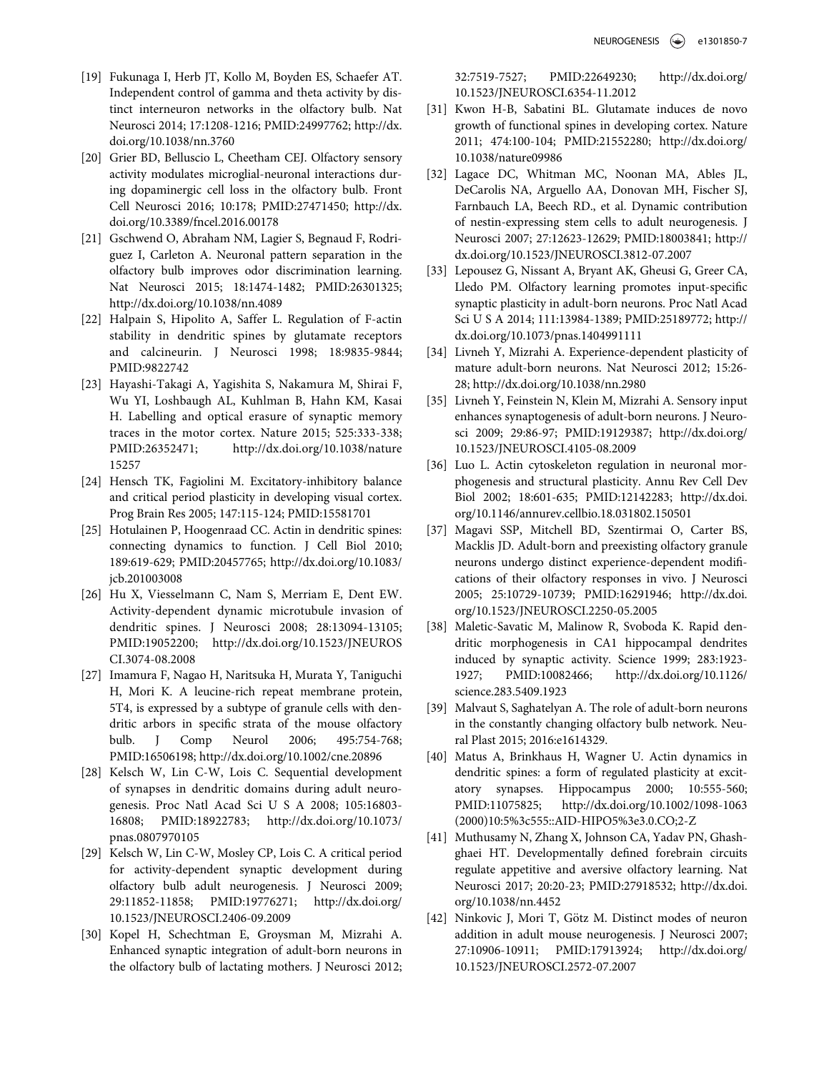[19] Fukunaga I, Herb JT, Kollo M, Boyden ES, Schaefer AT. Independent control of gamma and theta activity by distinct interneuron networks in the olfactory bulb. Nat Neurosci 2014; 17:1208-1216; PMID:24997762; http://dx.doi.org/10.1038/nn.3760

[20] Grier BD, Belluscio L, Cheetham CEJ. Olfactory sensory activity modulates microglial-neuronal interactions during dopaminergic cell loss in the olfactory bulb. Front Cell Neurosci 2016; 10:178; PMID:27471450; http://dx.doi.org/10.3389/fncel.2016.00178

[21] Gschwend O, Abraham NM, Lagier S, Begnaud F, Rodriguez I, Carleton A. Neuronal pattern separation in the olfactory bulb improves odor discrimination learning. Nat Neurosci 2015; 18:1474-1482; PMID:26301325; http://dx.doi.org/10.1038/nn.4089

[22] Halpain S, Hipolito A, Saffer L. Regulation of F-actin stability in dendritic spines by glutamate receptors and calcineurin. J Neurosci 1998; 18:9835-9844; PMID:9822742

[23] Hayashi-Takagi A, Yagishita S, Nakamura M, Shirai F, Wu YI, Loshbaugh AL, Kuhlman B, Hahn KM, Kasai H. Labelling and optical erasure of synaptic memory traces in the motor cortex. Nature 2015; 525:333-338; PMID:26352471; http://dx.doi.org/10.1038/nature15257

[24] Hensch TK, Fagiolini M. Excitatory-inhibitory balance and critical period plasticity in developing visual cortex. Prog Brain Res 2005; 147:115-124; PMID:15581701

[25] Hotulainen P, Hoogenraad CC. Actin in dendritic spines: connecting dynamics to function. J Cell Biol 2010; 189:619-629; PMID:20457765; http://dx.doi.org/10.1083/jcb.201003008

[26] Hu X, Viesselmann C, Nam S, Merriam E, Dent EW. Activity-dependent dynamic microtubule invasion of dendritic spines. J Neurosci 2008; 28:13094-13105; PMID:19052200; http://dx.doi.org/10.1523/JNEUROSCI.3074-08.2008

[27] Imamura F, Nagao H, Naritsuka H, Murata Y, Taniguchi H, Mori K. A leucine-rich repeat membrane protein, 5T4, is expressed by a subtype of granule cells with dendritic arbors in specific strata of the mouse olfactory bulb. J Comp Neurol 2006; 495:754-768; PMID:16506198; http://dx.doi.org/10.1002/cne.20896

[28] Kelsch W, Lin C-W, Lois C. Sequential development of synapses in dendritic domains during adult neurogenesis. Proc Natl Acad Sci U S A 2008; 105:16803-16808; PMID:18922783; http://dx.doi.org/10.1073/pnas.0807970105

[29] Kelsch W, Lin C-W, Mosley CP, Lois C. A critical period for activity-dependent synaptic development during olfactory bulb adult neurogenesis. J Neurosci 2009; 29:11852-11858; PMID:19776271; http://dx.doi.org/10.1523/JNEUROSCI.2406-09.2009

[30] Kopel H, Schechtman E, Groysman M, Mizrahi A. Enhanced synaptic integration of adult-born neurons in the olfactory bulb of lactating mothers. J Neurosci 2012; 32:7519-7527; PMID:22649230; http://dx.doi.org/10.1523/JNEUROSCI.6354-11.2012

[31] Kwon H-B, Sabatini BL. Glutamate induces de novo growth of functional spines in developing cortex. Nature 2011; 474:100-104; PMID:21552280; http://dx.doi.org/10.1038/nature09986

[32] Lagace DC, Whitman MC, Noonan MA, Ables JL, DeCarolis NA, Arguello AA, Donovan MH, Fischer SJ, Farnbauch LA, Beech RD., et al. Dynamic contribution of nestin-expressing stem cells to adult neurogenesis. J Neurosci 2007; 27:12623-12629; PMID:18003841; http://dx.doi.org/10.1523/JNEUROSCI.3812-07.2007

[33] Lepousez G, Nissant A, Bryant AK, Gheusi G, Greer CA, Lledo PM. Olfactory learning promotes input-specific synaptic plasticity in adult-born neurons. Proc Natl Acad Sci U S A 2014; 111:13984-1389; PMID:25189772; http://dx.doi.org/10.1073/pnas.1404991111

[34] Livneh Y, Mizrahi A. Experience-dependent plasticity of mature adult-born neurons. Nat Neurosci 2012; 15:26-28; http://dx.doi.org/10.1038/nn.2980

[35] Livneh Y, Feinstein N, Klein M, Mizrahi A. Sensory input enhances synaptogenesis of adult-born neurons. J Neurosci 2009; 29:86-97; PMID:19129387; http://dx.doi.org/10.1523/JNEUROSCI.4105-08.2009

[36] Luo L. Actin cytoskeleton regulation in neuronal morphogenesis and structural plasticity. Annu Rev Cell Dev Biol 2002; 18:601-635; PMID:12142283; http://dx.doi.org/10.1146/annurev.cellbio.18.031802.150501

[37] Magavi SSP, Mitchell BD, Szentirmai O, Carter BS, Macklis JD. Adult-born and preexisting olfactory granule neurons undergo distinct experience-dependent modifications of their olfactory responses in vivo. J Neurosci 2005; 25:10729-10739; PMID:16291946; http://dx.doi.org/10.1523/JNEUROSCI.2250-05.2005

[38] Maletic-Savatic M, Malinow R, Svoboda K. Rapid dendritic morphogenesis in CA1 hippocampal dendrites induced by synaptic activity. Science 1999; 283:1923-1927; PMID:10082466; http://dx.doi.org/10.1126/science.283.5409.1923

[39] Malvaut S, Saghatelyan A. The role of adult-born neurons in the constantly changing olfactory bulb network. Neural Plast 2015; 2016:e1614329.

[40] Matus A, Brinkhaus H, Wagner U. Actin dynamics in dendritic spines: a form of regulated plasticity at excitatory synapses. Hippocampus 2000; 10:555-560; PMID:11075825; http://dx.doi.org/10.1002/1098-1063(2000)10:5%3c555::AID-HIPO5%3e3.0.CO;2-Z

[41] Muthusamy N, Zhang X, Johnson CA, Yadav PN, Ghashghaei HT. Developmentally defined forebrain circuits regulate appetitive and aversive olfactory learning. Nat Neurosci 2017; 20:20-23; PMID:27918532; http://dx.doi.org/10.1038/nn.4452

[42] Ninkovic J, Mori T, Götz M. Distinct modes of neuron addition in adult mouse neurogenesis. J Neurosci 2007; 27:10906-10911; PMID:17913924; http://dx.doi.org/10.1523/JNEUROSCI.2572-07.2007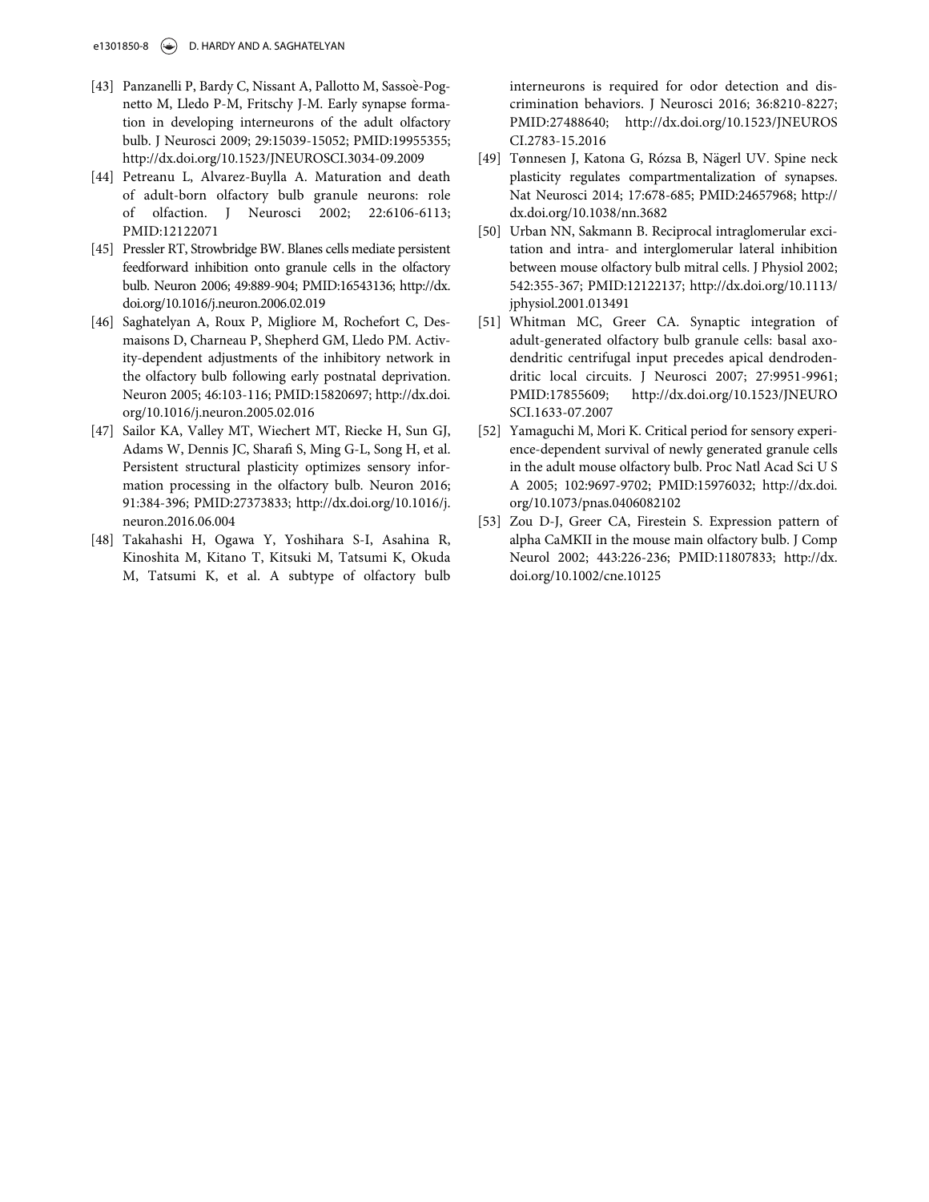[43] Panzanelli P, Bardy C, Nissant A, Pallotto M, Sassoè-Pognetto M, Lledo P-M, Fritschy J-M. Early synapse formation in developing interneurons of the adult olfactory bulb. J Neurosci 2009; 29:15039-15052; PMID:19955355; http://dx.doi.org/10.1523/JNEUROSCI.3034-09.2009

[44] Petreanu L, Alvarez-Buylla A. Maturation and death of adult-born olfactory bulb granule neurons: role of olfaction. J Neurosci 2002; 22:6106-6113; PMID:12122071

[45] Pressler RT, Strowbridge BW. Blanes cells mediate persistent feedforward inhibition onto granule cells in the olfactory bulb. Neuron 2006; 49:889-904; PMID:16543136; http://dx.doi.org/10.1016/j.neuron.2006.02.019

[46] Saghatelyan A, Roux P, Migliore M, Rochefort C, Desmaisons D, Charneau P, Shepherd GM, Lledo PM. Activity-dependent adjustments of the inhibitory network in the olfactory bulb following early postnatal deprivation. Neuron 2005; 46:103-116; PMID:15820697; http://dx.doi.org/10.1016/j.neuron.2005.02.016

[47] Sailor KA, Valley MT, Wiechert MT, Riecke H, Sun GJ, Adams W, Dennis JC, Sharafi S, Ming G-L, Song H, et al. Persistent structural plasticity optimizes sensory information processing in the olfactory bulb. Neuron 2016; 91:384-396; PMID:27373833; http://dx.doi.org/10.1016/j.neuron.2016.06.004

[48] Takahashi H, Ogawa Y, Yoshihara S-I, Asahina R, Kinoshita M, Kitano T, Kitsuki M, Tatsumi K, Okuda M, Tatsumi K, et al. A subtype of olfactory bulb interneurons is required for odor detection and discrimination behaviors. J Neurosci 2016; 36:8210-8227; PMID:27488640; http://dx.doi.org/10.1523/JNEUROSCI.2783-15.2016

[49] Tønnesen J, Katona G, Rózsa B, Nägerl UV. Spine neck plasticity regulates compartmentalization of synapses. Nat Neurosci 2014; 17:678-685; PMID:24657968; http://dx.doi.org/10.1038/nn.3682

[50] Urban NN, Sakmann B. Reciprocal intraglomerular excitation and intra- and interglomerular lateral inhibition between mouse olfactory bulb mitral cells. J Physiol 2002; 542:355-367; PMID:12122137; http://dx.doi.org/10.1113/jphysiol.2001.013491

[51] Whitman MC, Greer CA. Synaptic integration of adult-generated olfactory bulb granule cells: basal axodendritic centrifugal input precedes apical dendrodendritic local circuits. J Neurosci 2007; 27:9951-9961; PMID:17855609; http://dx.doi.org/10.1523/JNEUROSCI.1633-07.2007

[52] Yamaguchi M, Mori K. Critical period for sensory experience-dependent survival of newly generated granule cells in the adult mouse olfactory bulb. Proc Natl Acad Sci U S A 2005; 102:9697-9702; PMID:15976032; http://dx.doi.org/10.1073/pnas.0406082102

[53] Zou D-J, Greer CA, Firestein S. Expression pattern of alpha CaMKII in the mouse main olfactory bulb. J Comp Neurol 2002; 443:226-236; PMID:11807833; http://dx.doi.org/10.1002/cne.10125